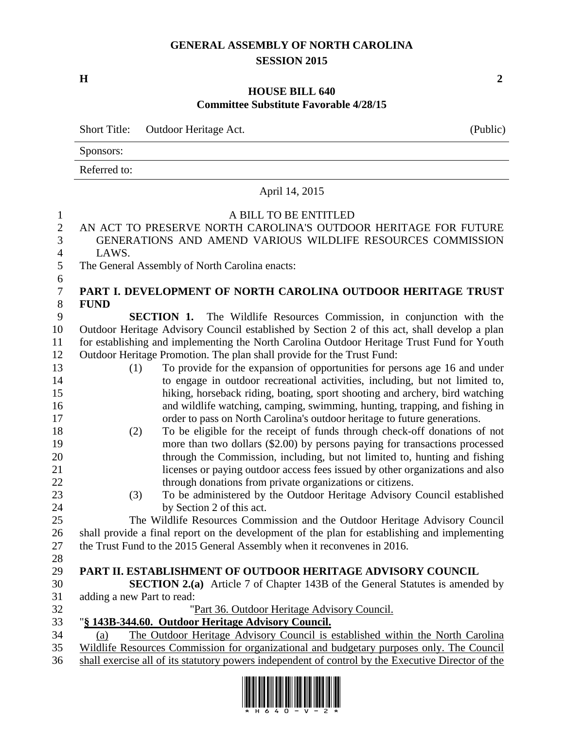# GENERAL ASSEMBLY OF NORTH CAROLINA
## SESSION 2015

**H** **2**

## HOUSE BILL 640
### Committee Substitute Favorable 4/28/15

| Short Title: | Outdoor Heritage Act. | (Public) |
|---|---|---|
| Sponsors: | | |
| Referred to: | | |

April 14, 2015

A BILL TO BE ENTITLED

AN ACT TO PRESERVE NORTH CAROLINA'S OUTDOOR HERITAGE FOR FUTURE GENERATIONS AND AMEND VARIOUS WILDLIFE RESOURCES COMMISSION LAWS.

The General Assembly of North Carolina enacts:

**PART I. DEVELOPMENT OF NORTH CAROLINA OUTDOOR HERITAGE TRUST FUND**

**SECTION 1.** The Wildlife Resources Commission, in conjunction with the Outdoor Heritage Advisory Council established by Section 2 of this act, shall develop a plan for establishing and implementing the North Carolina Outdoor Heritage Trust Fund for Youth Outdoor Heritage Promotion. The plan shall provide for the Trust Fund:

(1) To provide for the expansion of opportunities for persons age 16 and under to engage in outdoor recreational activities, including, but not limited to, hiking, horseback riding, boating, sport shooting and archery, bird watching and wildlife watching, camping, swimming, hunting, trapping, and fishing in order to pass on North Carolina's outdoor heritage to future generations.

(2) To be eligible for the receipt of funds through check-off donations of not more than two dollars ($2.00) by persons paying for transactions processed through the Commission, including, but not limited to, hunting and fishing licenses or paying outdoor access fees issued by other organizations and also through donations from private organizations or citizens.

(3) To be administered by the Outdoor Heritage Advisory Council established by Section 2 of this act.

The Wildlife Resources Commission and the Outdoor Heritage Advisory Council shall provide a final report on the development of the plan for establishing and implementing the Trust Fund to the 2015 General Assembly when it reconvenes in 2016.

**PART II. ESTABLISHMENT OF OUTDOOR HERITAGE ADVISORY COUNCIL**

**SECTION 2.(a)** Article 7 of Chapter 143B of the General Statutes is amended by adding a new Part to read:

"Part 36. Outdoor Heritage Advisory Council.

"**§ 143B-344.60. Outdoor Heritage Advisory Council.**

(a) The Outdoor Heritage Advisory Council is established within the North Carolina Wildlife Resources Commission for organizational and budgetary purposes only. The Council shall exercise all of its statutory powers independent of control by the Executive Director of the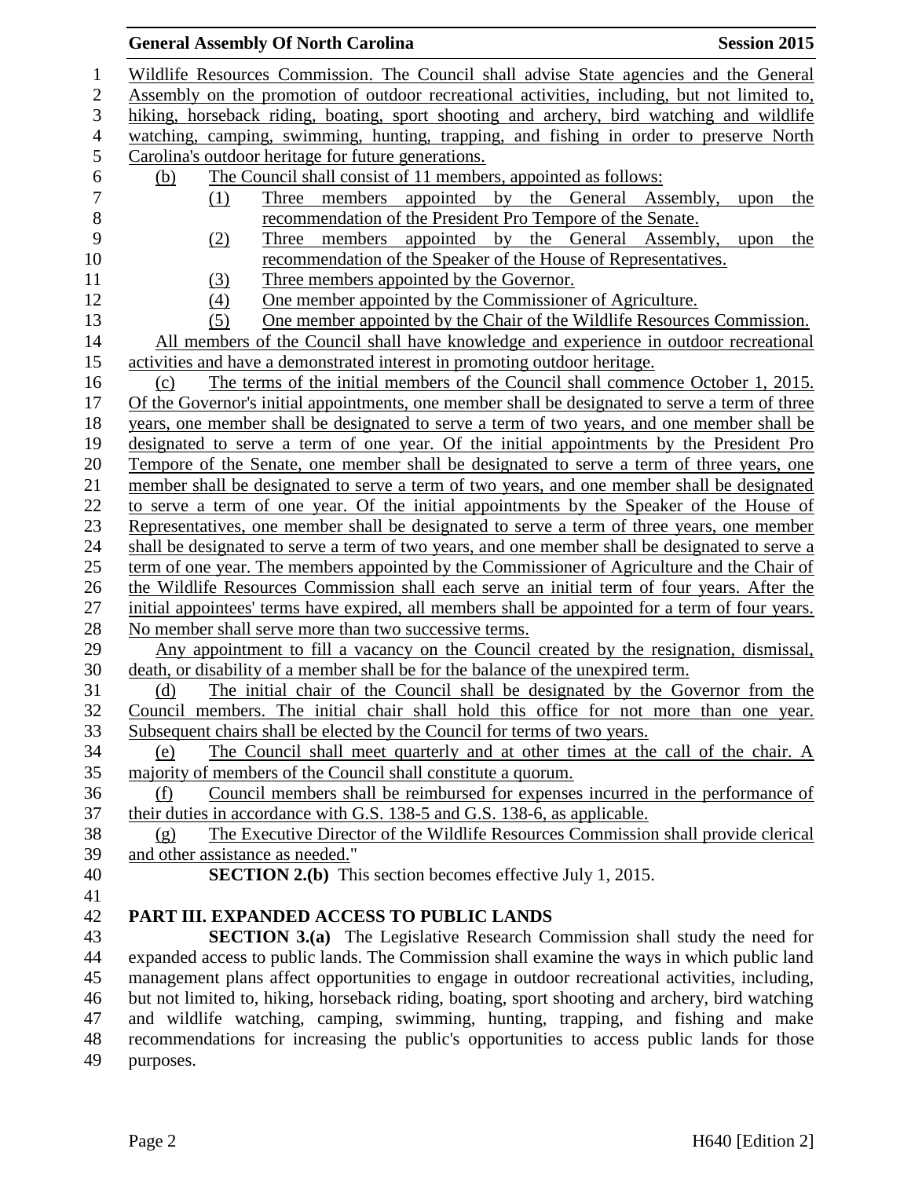Wildlife Resources Commission. The Council shall advise State agencies and the General Assembly on the promotion of outdoor recreational activities, including, but not limited to, hiking, horseback riding, boating, sport shooting and archery, bird watching and wildlife watching, camping, swimming, hunting, trapping, and fishing in order to preserve North Carolina's outdoor heritage for future generations.

(b) The Council shall consist of 11 members, appointed as follows:

(1) Three members appointed by the General Assembly, upon the recommendation of the President Pro Tempore of the Senate.

(2) Three members appointed by the General Assembly, upon the recommendation of the Speaker of the House of Representatives.

(3) Three members appointed by the Governor.

(4) One member appointed by the Commissioner of Agriculture.

(5) One member appointed by the Chair of the Wildlife Resources Commission.

All members of the Council shall have knowledge and experience in outdoor recreational activities and have a demonstrated interest in promoting outdoor heritage.

(c) The terms of the initial members of the Council shall commence October 1, 2015. Of the Governor's initial appointments, one member shall be designated to serve a term of three years, one member shall be designated to serve a term of two years, and one member shall be designated to serve a term of one year. Of the initial appointments by the President Pro Tempore of the Senate, one member shall be designated to serve a term of three years, one member shall be designated to serve a term of two years, and one member shall be designated to serve a term of one year. Of the initial appointments by the Speaker of the House of Representatives, one member shall be designated to serve a term of three years, one member shall be designated to serve a term of two years, and one member shall be designated to serve a term of one year. The members appointed by the Commissioner of Agriculture and the Chair of the Wildlife Resources Commission shall each serve an initial term of four years. After the initial appointees' terms have expired, all members shall be appointed for a term of four years. No member shall serve more than two successive terms.

Any appointment to fill a vacancy on the Council created by the resignation, dismissal, death, or disability of a member shall be for the balance of the unexpired term.

(d) The initial chair of the Council shall be designated by the Governor from the Council members. The initial chair shall hold this office for not more than one year. Subsequent chairs shall be elected by the Council for terms of two years.

(e) The Council shall meet quarterly and at other times at the call of the chair. A majority of members of the Council shall constitute a quorum.

(f) Council members shall be reimbursed for expenses incurred in the performance of their duties in accordance with G.S. 138-5 and G.S. 138-6, as applicable.

(g) The Executive Director of the Wildlife Resources Commission shall provide clerical and other assistance as needed."

**SECTION 2.(b)** This section becomes effective July 1, 2015.

## PART III. EXPANDED ACCESS TO PUBLIC LANDS

**SECTION 3.(a)** The Legislative Research Commission shall study the need for expanded access to public lands. The Commission shall examine the ways in which public land management plans affect opportunities to engage in outdoor recreational activities, including, but not limited to, hiking, horseback riding, boating, sport shooting and archery, bird watching and wildlife watching, camping, swimming, hunting, trapping, and fishing and make recommendations for increasing the public's opportunities to access public lands for those purposes.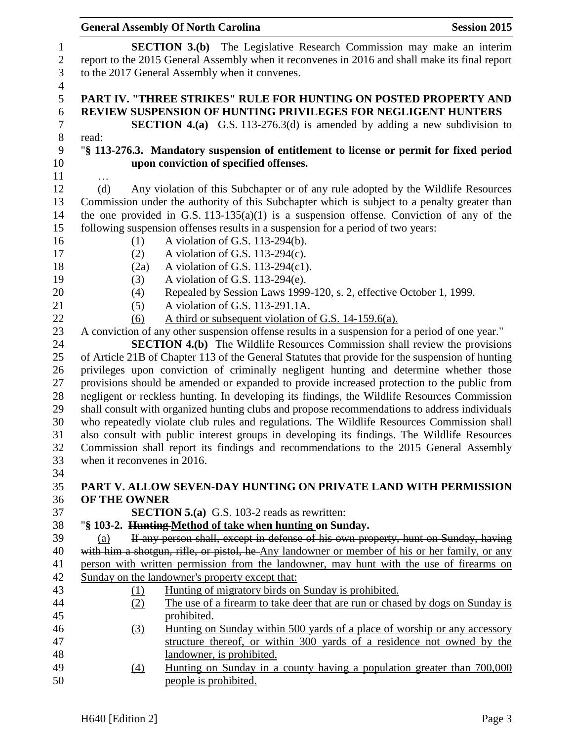**SECTION 3.(b)** The Legislative Research Commission may make an interim report to the 2015 General Assembly when it reconvenes in 2016 and shall make its final report to the 2017 General Assembly when it convenes.

## PART IV. "THREE STRIKES" RULE FOR HUNTING ON POSTED PROPERTY AND REVIEW SUSPENSION OF HUNTING PRIVILEGES FOR NEGLIGENT HUNTERS

**SECTION 4.(a)** G.S. 113-276.3(d) is amended by adding a new subdivision to read:

"**§ 113-276.3. Mandatory suspension of entitlement to license or permit for fixed period upon conviction of specified offenses.**

…

(d) Any violation of this Subchapter or of any rule adopted by the Wildlife Resources Commission under the authority of this Subchapter which is subject to a penalty greater than the one provided in G.S. 113-135(a)(1) is a suspension offense. Conviction of any of the following suspension offenses results in a suspension for a period of two years:

(1) A violation of G.S. 113-294(b).
(2) A violation of G.S. 113-294(c).
(2a) A violation of G.S. 113-294(c1).
(3) A violation of G.S. 113-294(e).
(4) Repealed by Session Laws 1999-120, s. 2, effective October 1, 1999.
(5) A violation of G.S. 113-291.1A.
<u>(6) A third or subsequent violation of G.S. 14-159.6(a).</u>

A conviction of any other suspension offense results in a suspension for a period of one year."

**SECTION 4.(b)** The Wildlife Resources Commission shall review the provisions of Article 21B of Chapter 113 of the General Statutes that provide for the suspension of hunting privileges upon conviction of criminally negligent hunting and determine whether those provisions should be amended or expanded to provide increased protection to the public from negligent or reckless hunting. In developing its findings, the Wildlife Resources Commission shall consult with organized hunting clubs and propose recommendations to address individuals who repeatedly violate club rules and regulations. The Wildlife Resources Commission shall also consult with public interest groups in developing its findings. The Wildlife Resources Commission shall report its findings and recommendations to the 2015 General Assembly when it reconvenes in 2016.

## PART V. ALLOW SEVEN-DAY HUNTING ON PRIVATE LAND WITH PERMISSION OF THE OWNER

**SECTION 5.(a)** G.S. 103-2 reads as rewritten:

"**§ 103-2. ~~Hunting~~ <u>Method of take when hunting</u> on Sunday.**

<u>(a)</u> ~~If any person shall, except in defense of his own property, hunt on Sunday, having with him a shotgun, rifle, or pistol, he~~ <u>Any landowner or member of his or her family, or any person with written permission from the landowner, may hunt with the use of firearms on Sunday on the landowner's property except that:</u>

<u>(1) Hunting of migratory birds on Sunday is prohibited.</u>
<u>(2) The use of a firearm to take deer that are run or chased by dogs on Sunday is prohibited.</u>
<u>(3) Hunting on Sunday within 500 yards of a place of worship or any accessory structure thereof, or within 300 yards of a residence not owned by the landowner, is prohibited.</u>
<u>(4) Hunting on Sunday in a county having a population greater than 700,000 people is prohibited.</u>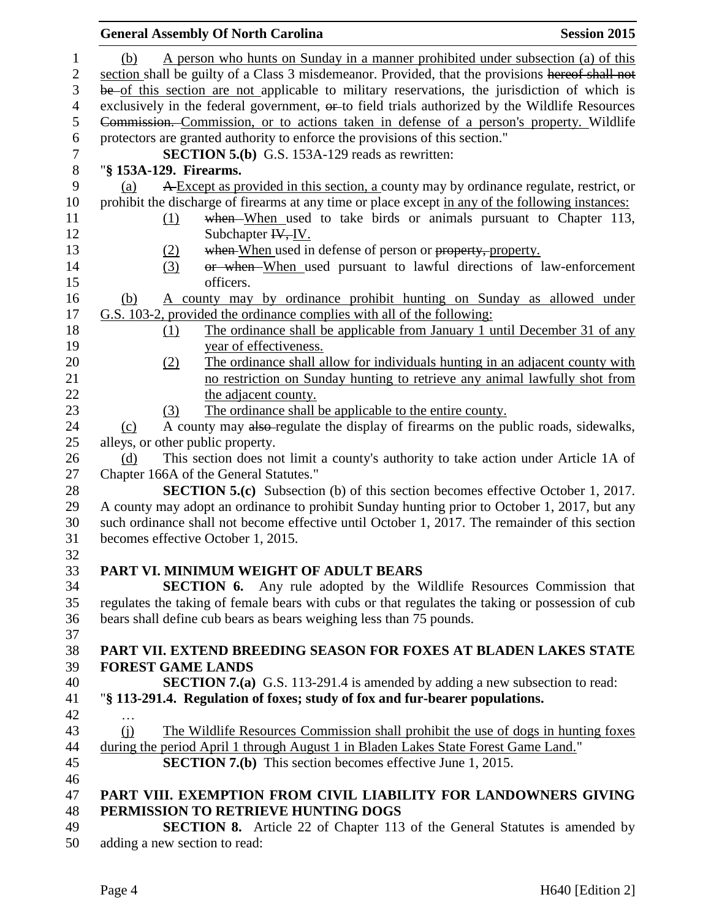(b) A person who hunts on Sunday in a manner prohibited under subsection (a) of this section shall be guilty of a Class 3 misdemeanor. Provided, that the provisions ~~hereof shall not be~~ of this section are not applicable to military reservations, the jurisdiction of which is exclusively in the federal government, ~~or~~ to field trials authorized by the Wildlife Resources ~~Commission.~~ Commission, or to actions taken in defense of a person's property. Wildlife protectors are granted authority to enforce the provisions of this section."

**SECTION 5.(b)** G.S. 153A-129 reads as rewritten:

"**§ 153A-129. Firearms.**

(a) ~~A~~ Except as provided in this section, a county may by ordinance regulate, restrict, or prohibit the discharge of firearms at any time or place except in any of the following instances:

(1) ~~when~~ When used to take birds or animals pursuant to Chapter 113, Subchapter ~~IV,~~ IV.

(2) ~~when~~ When used in defense of person or ~~property,~~ property.

(3) ~~or when~~ When used pursuant to lawful directions of law-enforcement officers.

(b) A county may by ordinance prohibit hunting on Sunday as allowed under G.S. 103-2, provided the ordinance complies with all of the following:

(1) The ordinance shall be applicable from January 1 until December 31 of any year of effectiveness.

(2) The ordinance shall allow for individuals hunting in an adjacent county with no restriction on Sunday hunting to retrieve any animal lawfully shot from the adjacent county.

(3) The ordinance shall be applicable to the entire county.

(c) A county may ~~also~~ regulate the display of firearms on the public roads, sidewalks, alleys, or other public property.

(d) This section does not limit a county's authority to take action under Article 1A of Chapter 166A of the General Statutes."

**SECTION 5.(c)** Subsection (b) of this section becomes effective October 1, 2017. A county may adopt an ordinance to prohibit Sunday hunting prior to October 1, 2017, but any such ordinance shall not become effective until October 1, 2017. The remainder of this section becomes effective October 1, 2015.

## PART VI. MINIMUM WEIGHT OF ADULT BEARS

**SECTION 6.** Any rule adopted by the Wildlife Resources Commission that regulates the taking of female bears with cubs or that regulates the taking or possession of cub bears shall define cub bears as bears weighing less than 75 pounds.

## PART VII. EXTEND BREEDING SEASON FOR FOXES AT BLADEN LAKES STATE FOREST GAME LANDS

**SECTION 7.(a)** G.S. 113-291.4 is amended by adding a new subsection to read:

"**§ 113-291.4. Regulation of foxes; study of fox and fur-bearer populations.**

…

(j) The Wildlife Resources Commission shall prohibit the use of dogs in hunting foxes during the period April 1 through August 1 in Bladen Lakes State Forest Game Land."

**SECTION 7.(b)** This section becomes effective June 1, 2015.

## PART VIII. EXEMPTION FROM CIVIL LIABILITY FOR LANDOWNERS GIVING PERMISSION TO RETRIEVE HUNTING DOGS

**SECTION 8.** Article 22 of Chapter 113 of the General Statutes is amended by adding a new section to read: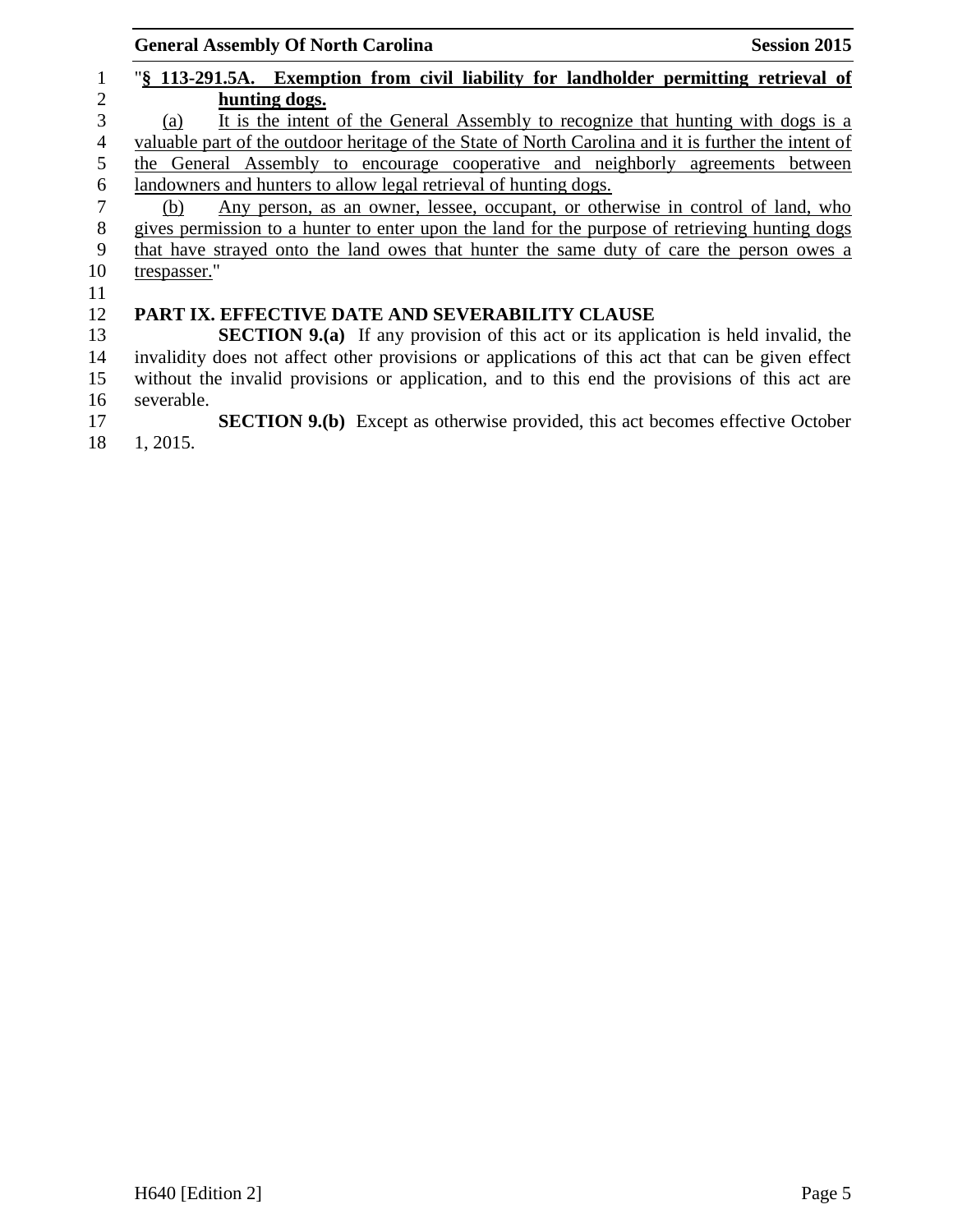"**§ 113-291.5A. Exemption from civil liability for landholder permitting retrieval of hunting dogs.**

(a) It is the intent of the General Assembly to recognize that hunting with dogs is a valuable part of the outdoor heritage of the State of North Carolina and it is further the intent of the General Assembly to encourage cooperative and neighborly agreements between landowners and hunters to allow legal retrieval of hunting dogs.

(b) Any person, as an owner, lessee, occupant, or otherwise in control of land, who gives permission to a hunter to enter upon the land for the purpose of retrieving hunting dogs that have strayed onto the land owes that hunter the same duty of care the person owes a trespasser."

**PART IX. EFFECTIVE DATE AND SEVERABILITY CLAUSE**

**SECTION 9.(a)** If any provision of this act or its application is held invalid, the invalidity does not affect other provisions or applications of this act that can be given effect without the invalid provisions or application, and to this end the provisions of this act are severable.

**SECTION 9.(b)** Except as otherwise provided, this act becomes effective October 1, 2015.